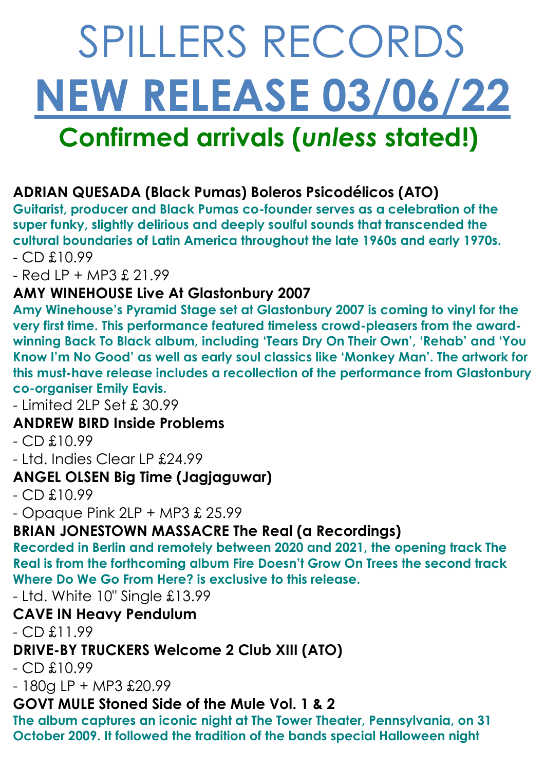# SPILLERS RECORDS

# NEW RELEASE 03/06/22

## Confirmed arrivals (*unless* stated!)

**ADRIAN QUESADA (Black Pumas) Boleros Psicodélicos (ATO)**

**Guitarist, producer and Black Pumas co-founder serves as a celebration of the super funky, slightly delirious and deeply soulful sounds that transcended the cultural boundaries of Latin America throughout the late 1960s and early 1970s.**

- CD £10.99
- Red LP + MP3 £ 21.99

**AMY WINEHOUSE Live At Glastonbury 2007**

**Amy Winehouse's Pyramid Stage set at Glastonbury 2007 is coming to vinyl for the very first time. This performance featured timeless crowd-pleasers from the award-winning Back To Black album, including 'Tears Dry On Their Own', 'Rehab' and 'You Know I'm No Good' as well as early soul classics like 'Monkey Man'. The artwork for this must-have release includes a recollection of the performance from Glastonbury co-organiser Emily Eavis.**

- Limited 2LP Set £ 30.99

**ANDREW BIRD Inside Problems**

- CD £10.99
- Ltd. Indies Clear LP £24.99

**ANGEL OLSEN Big Time (Jagjaguwar)**

- CD £10.99
- Opaque Pink 2LP + MP3 £ 25.99

**BRIAN JONESTOWN MASSACRE The Real (a Recordings)**

**Recorded in Berlin and remotely between 2020 and 2021, the opening track The Real is from the forthcoming album Fire Doesn't Grow On Trees the second track Where Do We Go From Here? is exclusive to this release.**

- Ltd. White 10" Single £13.99

**CAVE IN Heavy Pendulum**

- CD £11.99

**DRIVE-BY TRUCKERS Welcome 2 Club XIII (ATO)**

- CD £10.99
- 180g LP + MP3 £20.99

**GOVT MULE Stoned Side of the Mule Vol. 1 & 2**

**The album captures an iconic night at The Tower Theater, Pennsylvania, on 31 October 2009. It followed the tradition of the bands special Halloween night**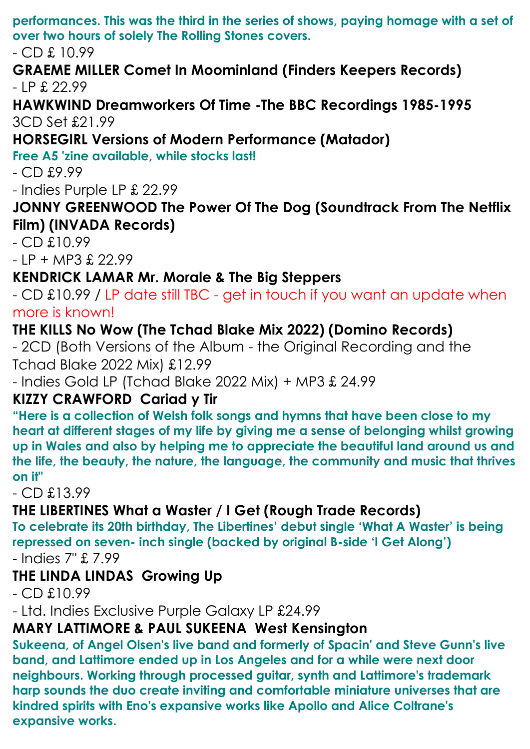**performances. This was the third in the series of shows, paying homage with a set of over two hours of solely The Rolling Stones covers.**

- CD £ 10.99

**GRAEME MILLER Comet In Moominland (Finders Keepers Records)**

- LP £ 22.99

**HAWKWIND Dreamworkers Of Time -The BBC Recordings 1985-1995**

3CD Set £21.99

**HORSEGIRL Versions of Modern Performance (Matador)**

**Free A5 'zine available, while stocks last!**

- CD £9.99
- Indies Purple LP £ 22.99

**JONNY GREENWOOD The Power Of The Dog (Soundtrack From The Netflix Film) (INVADA Records)**

- CD £10.99
- LP + MP3 £ 22.99

**KENDRICK LAMAR Mr. Morale & The Big Steppers**

- CD £10.99 / LP date still TBC - get in touch if you want an update when more is known!

**THE KILLS No Wow (The Tchad Blake Mix 2022) (Domino Records)**

- 2CD (Both Versions of the Album - the Original Recording and the Tchad Blake 2022 Mix) £12.99
- Indies Gold LP (Tchad Blake 2022 Mix) + MP3 £ 24.99

**KIZZY CRAWFORD Cariad y Tir**

**"Here is a collection of Welsh folk songs and hymns that have been close to my heart at different stages of my life by giving me a sense of belonging whilst growing up in Wales and also by helping me to appreciate the beautiful land around us and the life, the beauty, the nature, the language, the community and music that thrives on it"**

- CD £13.99

**THE LIBERTINES What a Waster / I Get (Rough Trade Records)**

**To celebrate its 20th birthday, The Libertines' debut single 'What A Waster' is being repressed on seven- inch single (backed by original B-side 'I Get Along')**

- Indies 7" £ 7.99

**THE LINDA LINDAS Growing Up**

- CD £10.99
- Ltd. Indies Exclusive Purple Galaxy LP £24.99

**MARY LATTIMORE & PAUL SUKEENA West Kensington**

**Sukeena, of Angel Olsen's live band and formerly of Spacin' and Steve Gunn's live band, and Lattimore ended up in Los Angeles and for a while were next door neighbours. Working through processed guitar, synth and Lattimore's trademark harp sounds the duo create inviting and comfortable miniature universes that are kindred spirits with Eno's expansive works like Apollo and Alice Coltrane's expansive works.**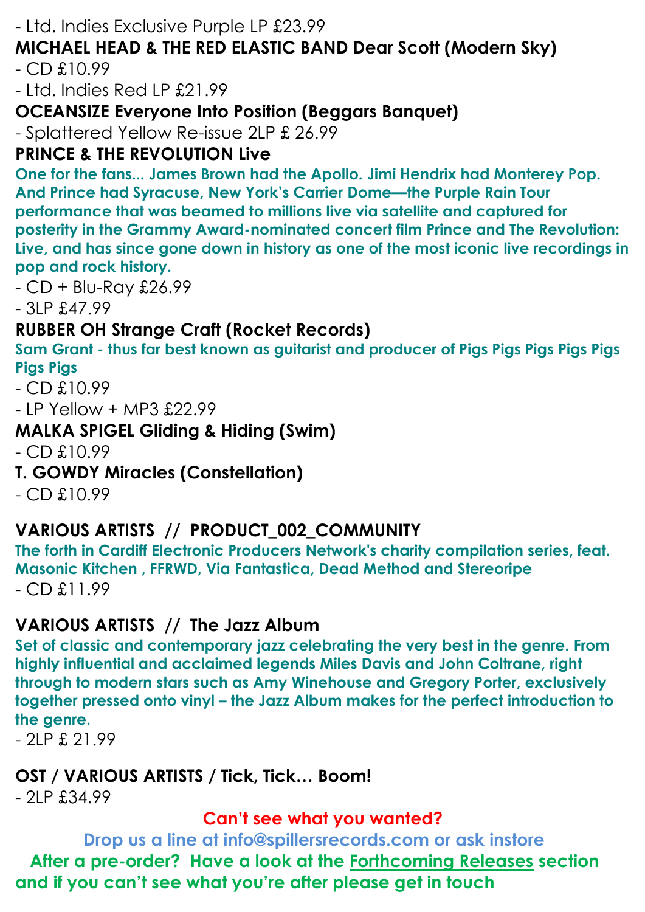- Ltd. Indies Exclusive Purple LP £23.99

**MICHAEL HEAD & THE RED ELASTIC BAND Dear Scott (Modern Sky)**

- CD £10.99
- Ltd. Indies Red LP £21.99

**OCEANSIZE Everyone Into Position (Beggars Banquet)**

- Splattered Yellow Re-issue 2LP £ 26.99

**PRINCE & THE REVOLUTION Live**

**One for the fans... James Brown had the Apollo. Jimi Hendrix had Monterey Pop. And Prince had Syracuse, New York's Carrier Dome—the Purple Rain Tour performance that was beamed to millions live via satellite and captured for posterity in the Grammy Award-nominated concert film Prince and The Revolution: Live, and has since gone down in history as one of the most iconic live recordings in pop and rock history.**

- CD + Blu-Ray £26.99
- 3LP £47.99

**RUBBER OH Strange Craft (Rocket Records)**

**Sam Grant - thus far best known as guitarist and producer of Pigs Pigs Pigs Pigs Pigs Pigs Pigs**

- CD £10.99
- LP Yellow + MP3 £22.99

**MALKA SPIGEL Gliding & Hiding (Swim)**

- CD £10.99

**T. GOWDY Miracles (Constellation)**

- CD £10.99

**VARIOUS ARTISTS // PRODUCT_002_COMMUNITY**

**The forth in Cardiff Electronic Producers Network's charity compilation series, feat. Masonic Kitchen , FFRWD, Via Fantastica, Dead Method and Stereoripe**

- CD £11.99

**VARIOUS ARTISTS // The Jazz Album**

**Set of classic and contemporary jazz celebrating the very best in the genre. From highly influential and acclaimed legends Miles Davis and John Coltrane, right through to modern stars such as Amy Winehouse and Gregory Porter, exclusively together pressed onto vinyl – the Jazz Album makes for the perfect introduction to the genre.**

- 2LP £ 21.99

**OST / VARIOUS ARTISTS / Tick, Tick… Boom!**

- 2LP £34.99

**Can't see what you wanted?**

**Drop us a line at info@spillersrecords.com or ask instore**

**After a pre-order? Have a look at the Forthcoming Releases section and if you can't see what you're after please get in touch**